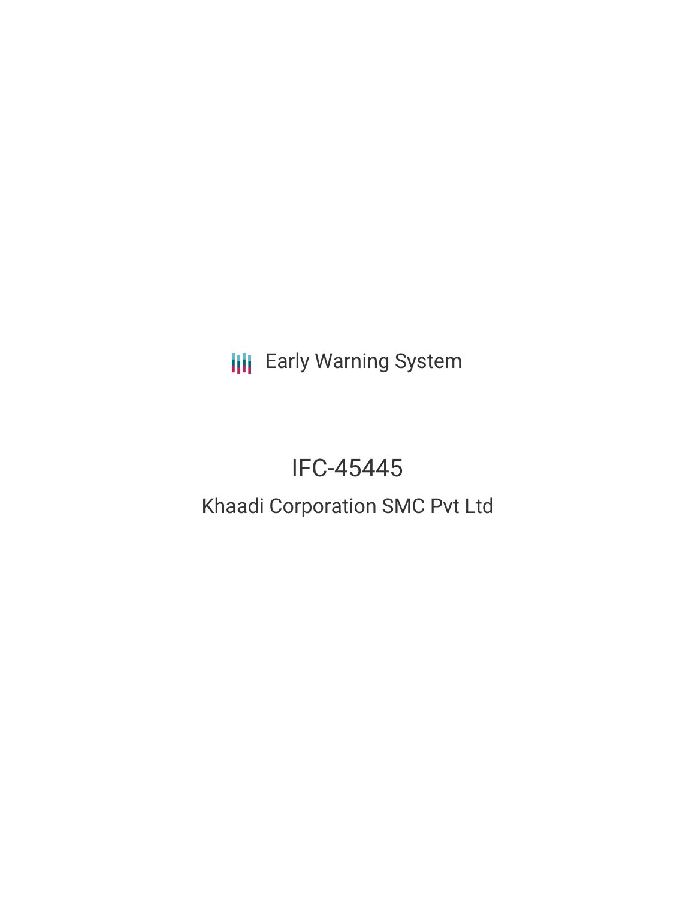Early Warning System

# IFC-45445

## Khaadi Corporation SMC Pvt Ltd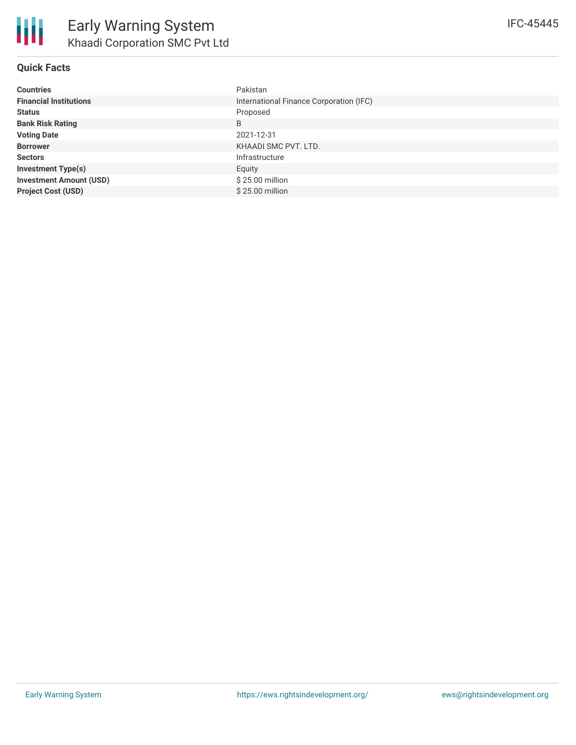# Early Warning System

## Khaadi Corporation SMC Pvt Ltd

IFC-45445

### Quick Facts

| | |
|---|---|
| **Countries** | Pakistan |
| **Financial Institutions** | International Finance Corporation (IFC) |
| **Status** | Proposed |
| **Bank Risk Rating** | B |
| **Voting Date** | 2021-12-31 |
| **Borrower** | KHAADI SMC PVT. LTD. |
| **Sectors** | Infrastructure |
| **Investment Type(s)** | Equity |
| **Investment Amount (USD)** | $ 25.00 million |
| **Project Cost (USD)** | $ 25.00 million |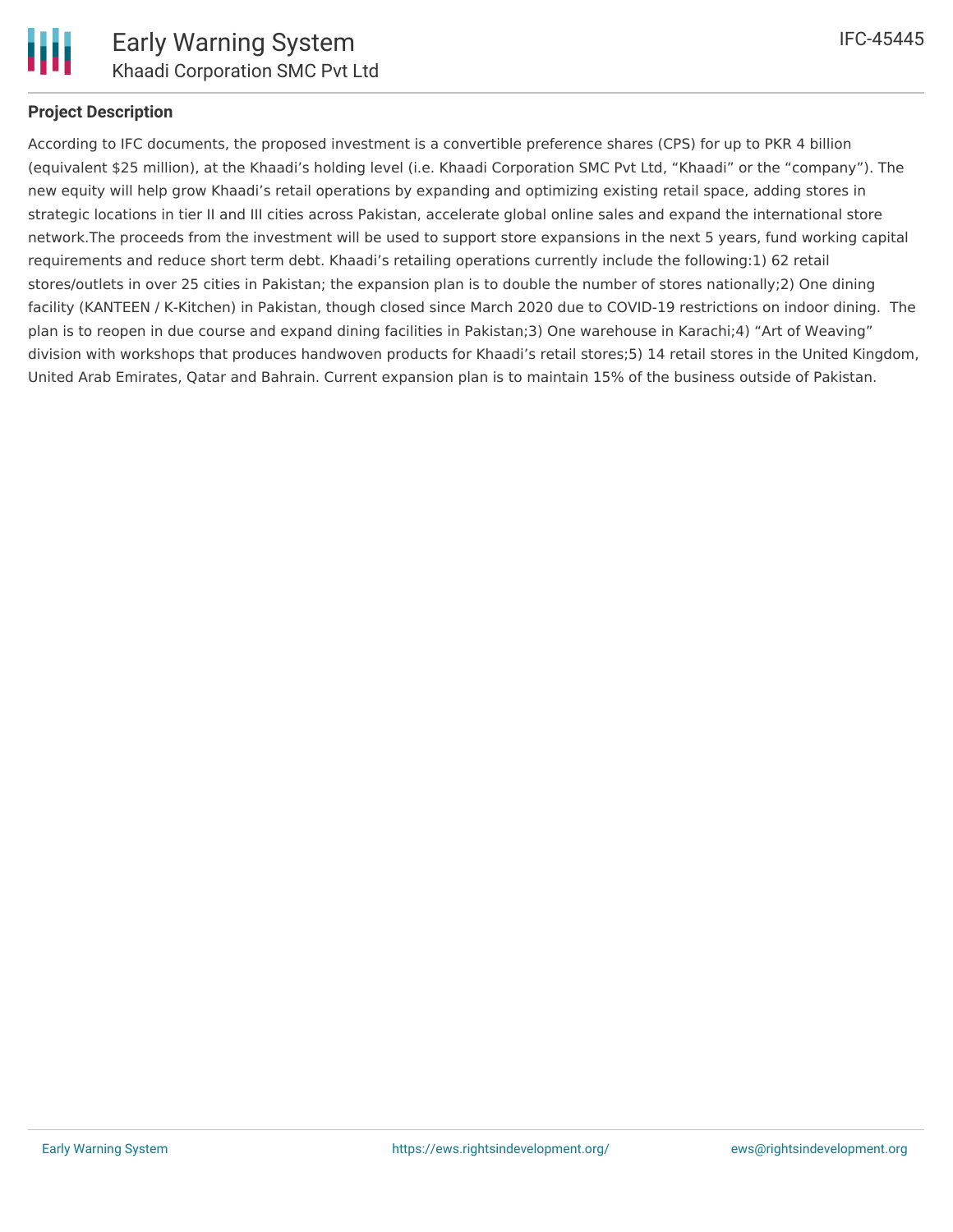**Project Description**

According to IFC documents, the proposed investment is a convertible preference shares (CPS) for up to PKR 4 billion (equivalent $25 million), at the Khaadi's holding level (i.e. Khaadi Corporation SMC Pvt Ltd, "Khaadi" or the "company"). The new equity will help grow Khaadi's retail operations by expanding and optimizing existing retail space, adding stores in strategic locations in tier II and III cities across Pakistan, accelerate global online sales and expand the international store network.The proceeds from the investment will be used to support store expansions in the next 5 years, fund working capital requirements and reduce short term debt. Khaadi's retailing operations currently include the following:1) 62 retail stores/outlets in over 25 cities in Pakistan; the expansion plan is to double the number of stores nationally;2) One dining facility (KANTEEN / K-Kitchen) in Pakistan, though closed since March 2020 due to COVID-19 restrictions on indoor dining. The plan is to reopen in due course and expand dining facilities in Pakistan;3) One warehouse in Karachi;4) "Art of Weaving" division with workshops that produces handwoven products for Khaadi's retail stores;5) 14 retail stores in the United Kingdom, United Arab Emirates, Qatar and Bahrain. Current expansion plan is to maintain 15% of the business outside of Pakistan.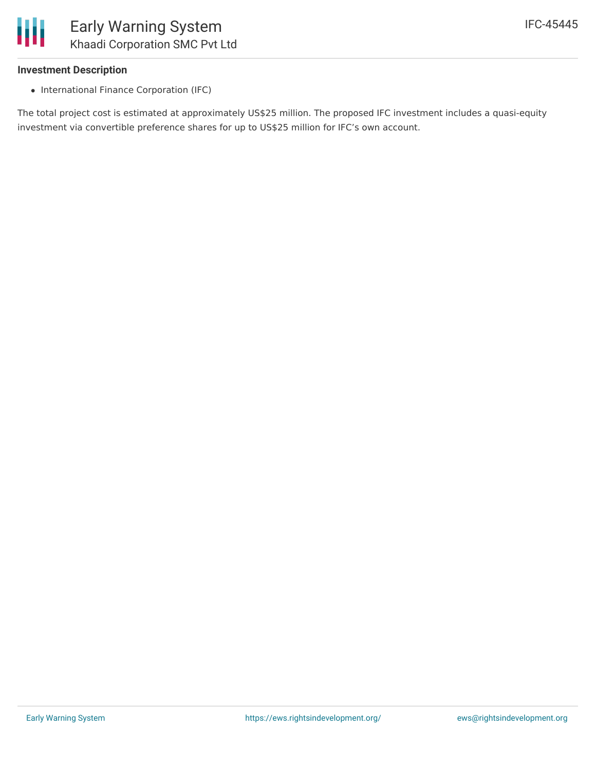### Investment Description

- International Finance Corporation (IFC)

The total project cost is estimated at approximately US$25 million. The proposed IFC investment includes a quasi-equity investment via convertible preference shares for up to US$25 million for IFC's own account.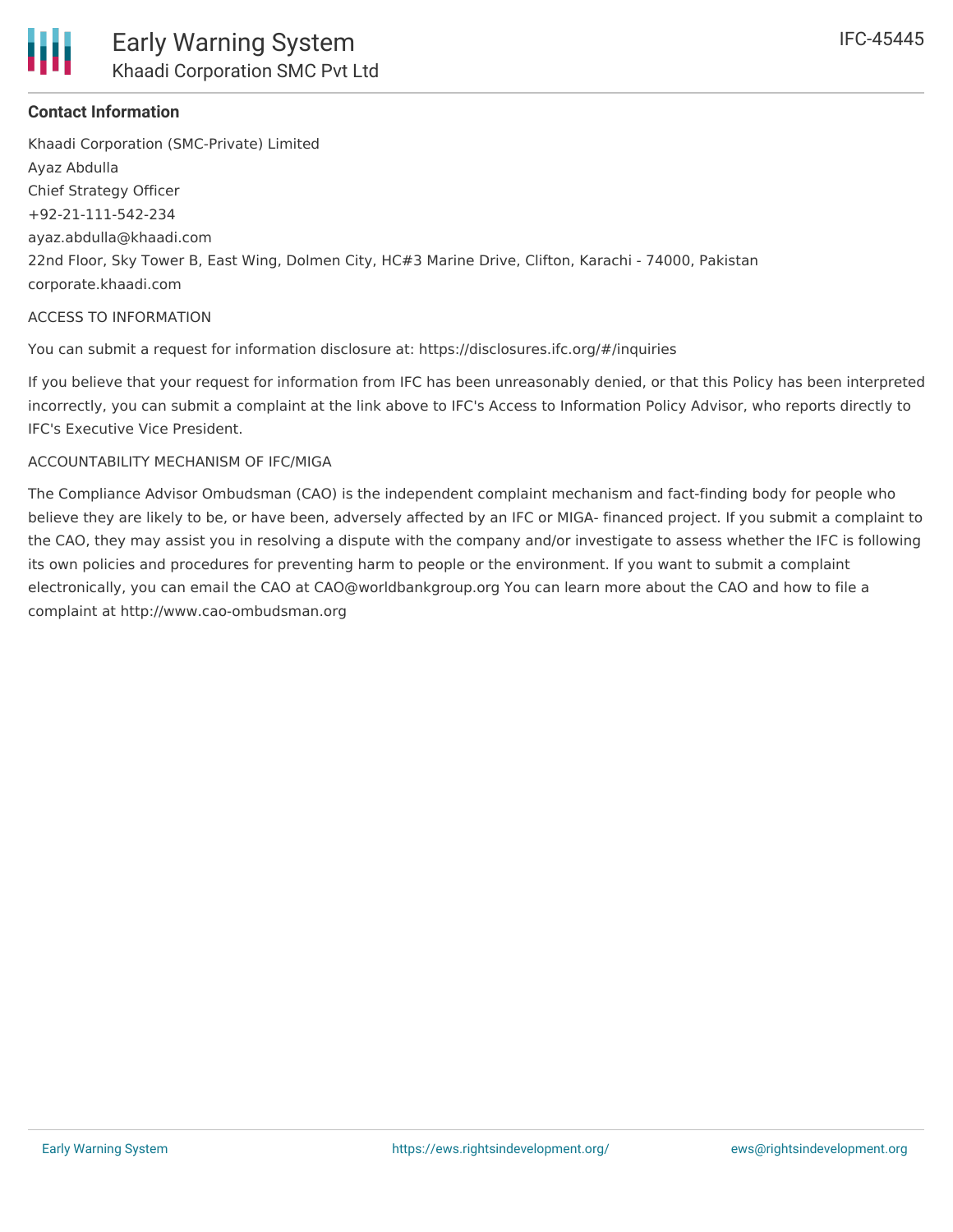**Contact Information**

Khaadi Corporation (SMC-Private) Limited
Ayaz Abdulla
Chief Strategy Officer
+92-21-111-542-234
ayaz.abdulla@khaadi.com
22nd Floor, Sky Tower B, East Wing, Dolmen City, HC#3 Marine Drive, Clifton, Karachi - 74000, Pakistan
corporate.khaadi.com

ACCESS TO INFORMATION

You can submit a request for information disclosure at: https://disclosures.ifc.org/#/inquiries

If you believe that your request for information from IFC has been unreasonably denied, or that this Policy has been interpreted incorrectly, you can submit a complaint at the link above to IFC's Access to Information Policy Advisor, who reports directly to IFC's Executive Vice President.

ACCOUNTABILITY MECHANISM OF IFC/MIGA

The Compliance Advisor Ombudsman (CAO) is the independent complaint mechanism and fact-finding body for people who believe they are likely to be, or have been, adversely affected by an IFC or MIGA- financed project. If you submit a complaint to the CAO, they may assist you in resolving a dispute with the company and/or investigate to assess whether the IFC is following its own policies and procedures for preventing harm to people or the environment. If you want to submit a complaint electronically, you can email the CAO at CAO@worldbankgroup.org You can learn more about the CAO and how to file a complaint at http://www.cao-ombudsman.org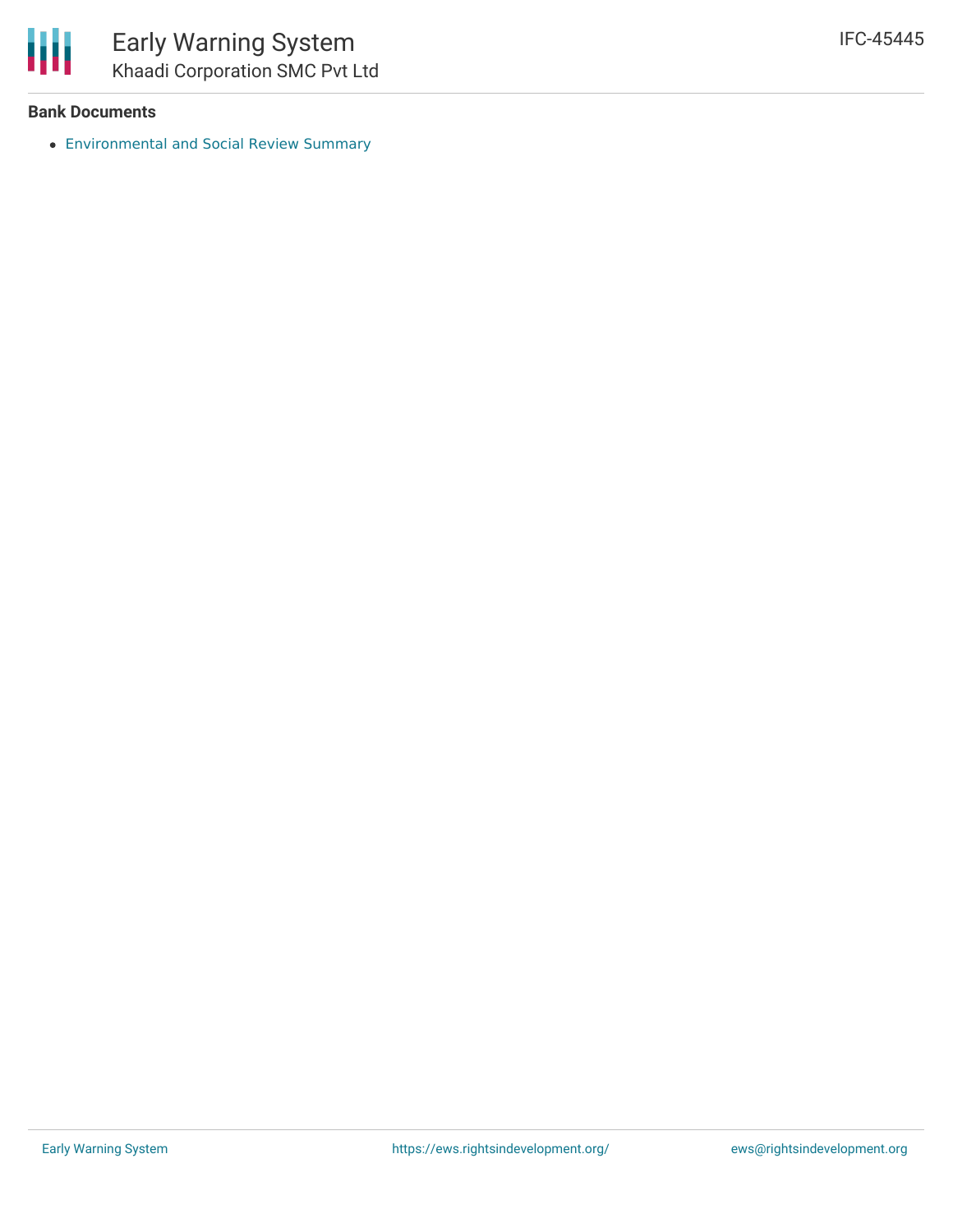**Bank Documents**

- Environmental and Social Review Summary